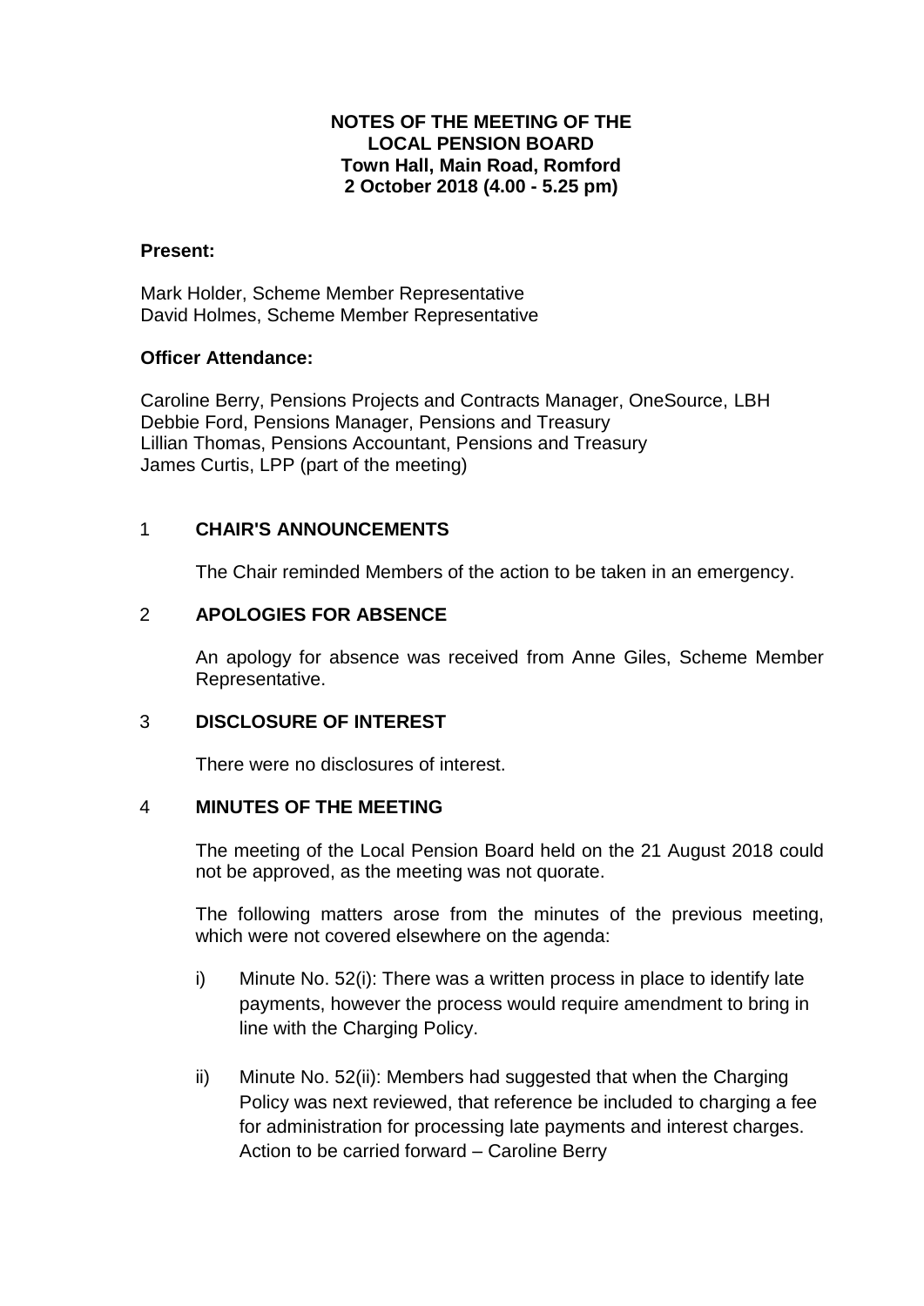**NOTES OF THE MEETING OF THE**
**LOCAL PENSION BOARD**
**Town Hall, Main Road, Romford**
**2 October 2018 (4.00 - 5.25 pm)**

**Present:**

Mark Holder, Scheme Member Representative
David Holmes, Scheme Member Representative

**Officer Attendance:**

Caroline Berry, Pensions Projects and Contracts Manager, OneSource, LBH
Debbie Ford, Pensions Manager, Pensions and Treasury
Lillian Thomas, Pensions Accountant, Pensions and Treasury
James Curtis, LPP (part of the meeting)

## 1 CHAIR'S ANNOUNCEMENTS

The Chair reminded Members of the action to be taken in an emergency.

## 2 APOLOGIES FOR ABSENCE

An apology for absence was received from Anne Giles, Scheme Member Representative.

## 3 DISCLOSURE OF INTEREST

There were no disclosures of interest.

## 4 MINUTES OF THE MEETING

The meeting of the Local Pension Board held on the 21 August 2018 could not be approved, as the meeting was not quorate.

The following matters arose from the minutes of the previous meeting, which were not covered elsewhere on the agenda:

i) Minute No. 52(i): There was a written process in place to identify late payments, however the process would require amendment to bring in line with the Charging Policy.

ii) Minute No. 52(ii): Members had suggested that when the Charging Policy was next reviewed, that reference be included to charging a fee for administration for processing late payments and interest charges. Action to be carried forward – Caroline Berry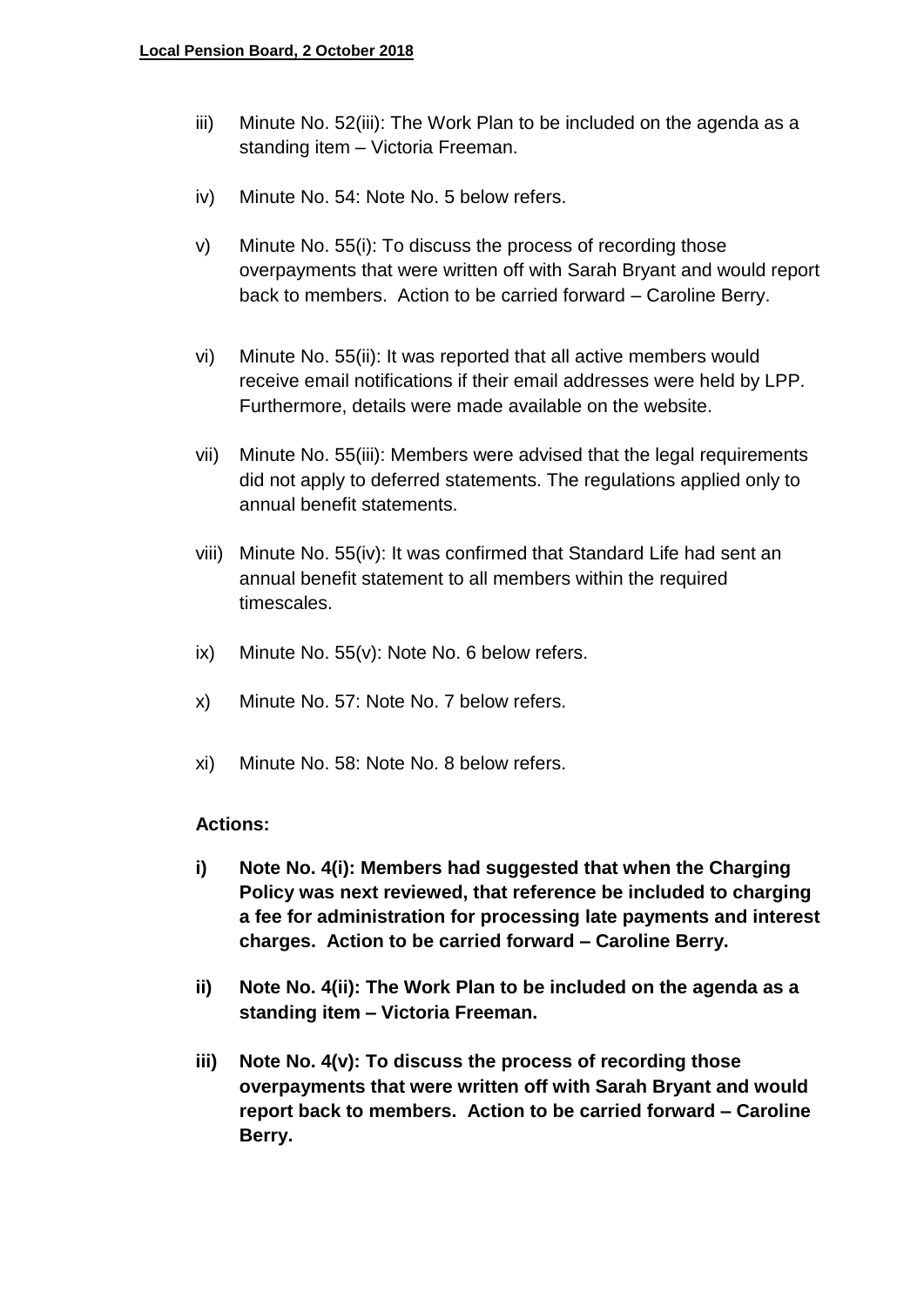iii) Minute No. 52(iii): The Work Plan to be included on the agenda as a standing item – Victoria Freeman.

iv) Minute No. 54: Note No. 5 below refers.

v) Minute No. 55(i): To discuss the process of recording those overpayments that were written off with Sarah Bryant and would report back to members. Action to be carried forward – Caroline Berry.

vi) Minute No. 55(ii): It was reported that all active members would receive email notifications if their email addresses were held by LPP. Furthermore, details were made available on the website.

vii) Minute No. 55(iii): Members were advised that the legal requirements did not apply to deferred statements. The regulations applied only to annual benefit statements.

viii) Minute No. 55(iv): It was confirmed that Standard Life had sent an annual benefit statement to all members within the required timescales.

ix) Minute No. 55(v): Note No. 6 below refers.

x) Minute No. 57: Note No. 7 below refers.

xi) Minute No. 58: Note No. 8 below refers.

**Actions:**

**i) Note No. 4(i): Members had suggested that when the Charging Policy was next reviewed, that reference be included to charging a fee for administration for processing late payments and interest charges. Action to be carried forward – Caroline Berry.**

**ii) Note No. 4(ii): The Work Plan to be included on the agenda as a standing item – Victoria Freeman.**

**iii) Note No. 4(v): To discuss the process of recording those overpayments that were written off with Sarah Bryant and would report back to members. Action to be carried forward – Caroline Berry.**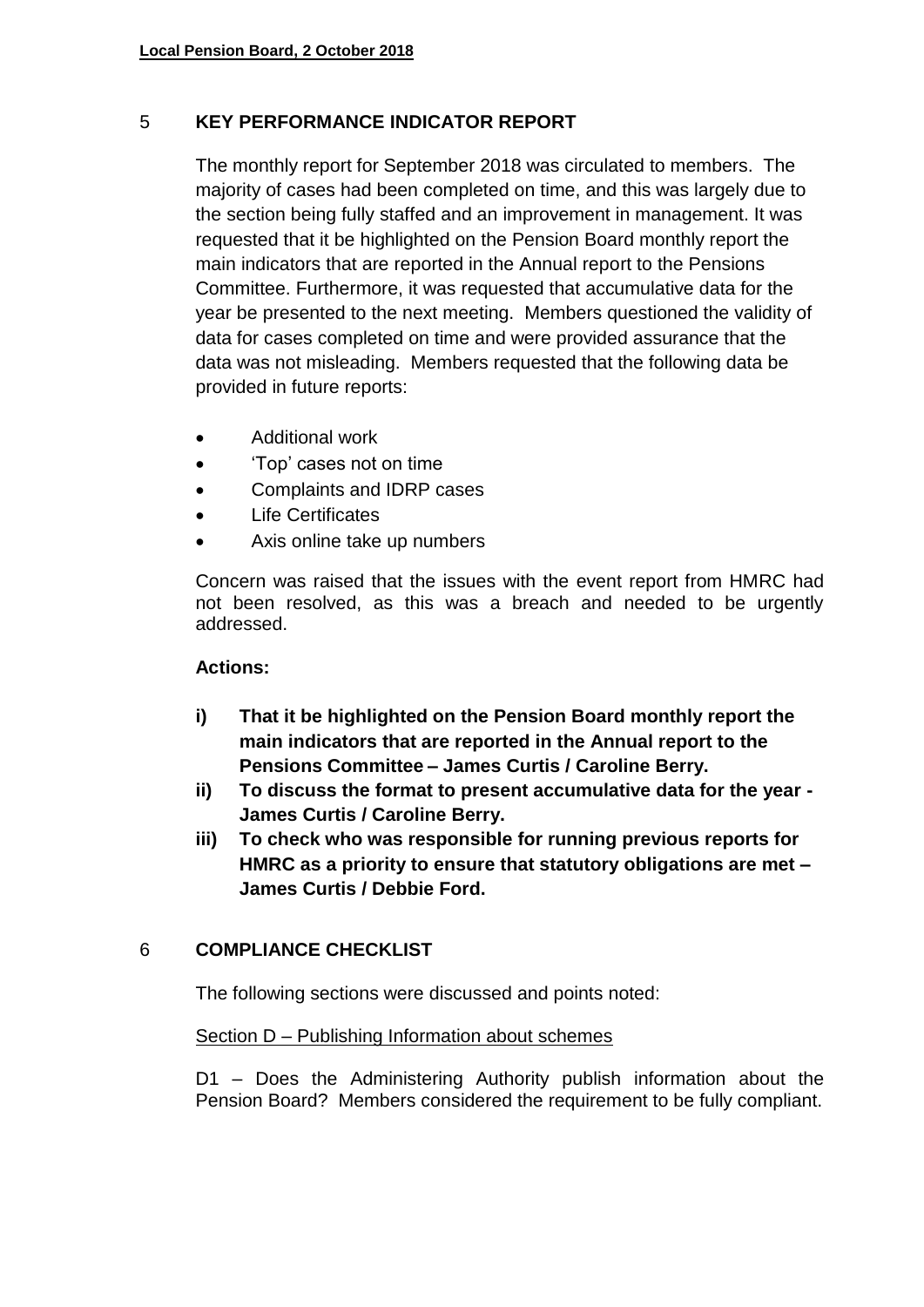## 5 KEY PERFORMANCE INDICATOR REPORT

The monthly report for September 2018 was circulated to members. The majority of cases had been completed on time, and this was largely due to the section being fully staffed and an improvement in management. It was requested that it be highlighted on the Pension Board monthly report the main indicators that are reported in the Annual report to the Pensions Committee. Furthermore, it was requested that accumulative data for the year be presented to the next meeting. Members questioned the validity of data for cases completed on time and were provided assurance that the data was not misleading. Members requested that the following data be provided in future reports:

- Additional work
- 'Top' cases not on time
- Complaints and IDRP cases
- Life Certificates
- Axis online take up numbers

Concern was raised that the issues with the event report from HMRC had not been resolved, as this was a breach and needed to be urgently addressed.

**Actions:**

**i) That it be highlighted on the Pension Board monthly report the main indicators that are reported in the Annual report to the Pensions Committee – James Curtis / Caroline Berry.**

**ii) To discuss the format to present accumulative data for the year - James Curtis / Caroline Berry.**

**iii) To check who was responsible for running previous reports for HMRC as a priority to ensure that statutory obligations are met – James Curtis / Debbie Ford.**

## 6 COMPLIANCE CHECKLIST

The following sections were discussed and points noted:

<u>Section D – Publishing Information about schemes</u>

D1 – Does the Administering Authority publish information about the Pension Board? Members considered the requirement to be fully compliant.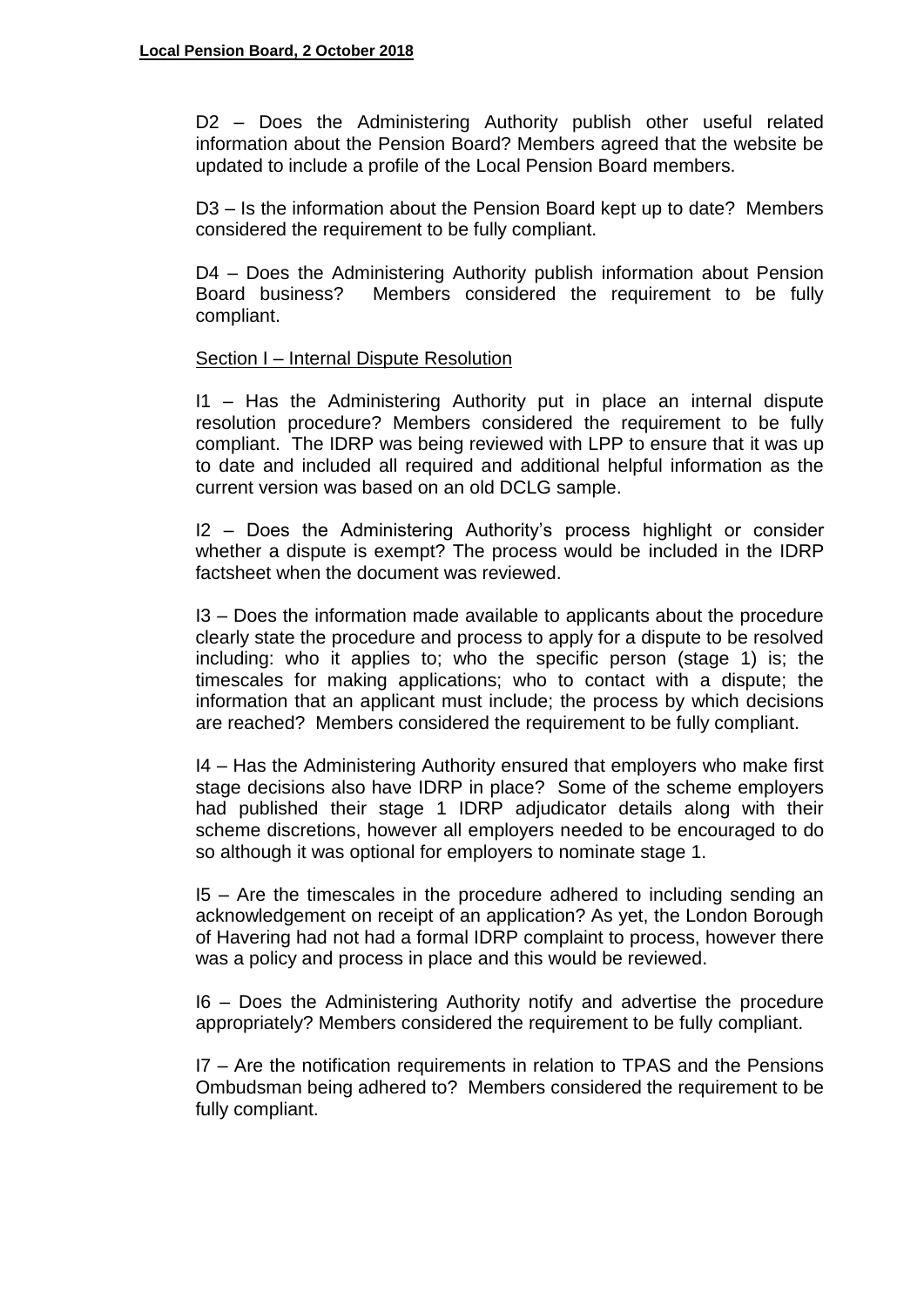D2 – Does the Administering Authority publish other useful related information about the Pension Board? Members agreed that the website be updated to include a profile of the Local Pension Board members.

D3 – Is the information about the Pension Board kept up to date? Members considered the requirement to be fully compliant.

D4 – Does the Administering Authority publish information about Pension Board business? Members considered the requirement to be fully compliant.

<u>Section I – Internal Dispute Resolution</u>

I1 – Has the Administering Authority put in place an internal dispute resolution procedure? Members considered the requirement to be fully compliant. The IDRP was being reviewed with LPP to ensure that it was up to date and included all required and additional helpful information as the current version was based on an old DCLG sample.

I2 – Does the Administering Authority's process highlight or consider whether a dispute is exempt? The process would be included in the IDRP factsheet when the document was reviewed.

I3 – Does the information made available to applicants about the procedure clearly state the procedure and process to apply for a dispute to be resolved including: who it applies to; who the specific person (stage 1) is; the timescales for making applications; who to contact with a dispute; the information that an applicant must include; the process by which decisions are reached? Members considered the requirement to be fully compliant.

I4 – Has the Administering Authority ensured that employers who make first stage decisions also have IDRP in place? Some of the scheme employers had published their stage 1 IDRP adjudicator details along with their scheme discretions, however all employers needed to be encouraged to do so although it was optional for employers to nominate stage 1.

I5 – Are the timescales in the procedure adhered to including sending an acknowledgement on receipt of an application? As yet, the London Borough of Havering had not had a formal IDRP complaint to process, however there was a policy and process in place and this would be reviewed.

I6 – Does the Administering Authority notify and advertise the procedure appropriately? Members considered the requirement to be fully compliant.

I7 – Are the notification requirements in relation to TPAS and the Pensions Ombudsman being adhered to? Members considered the requirement to be fully compliant.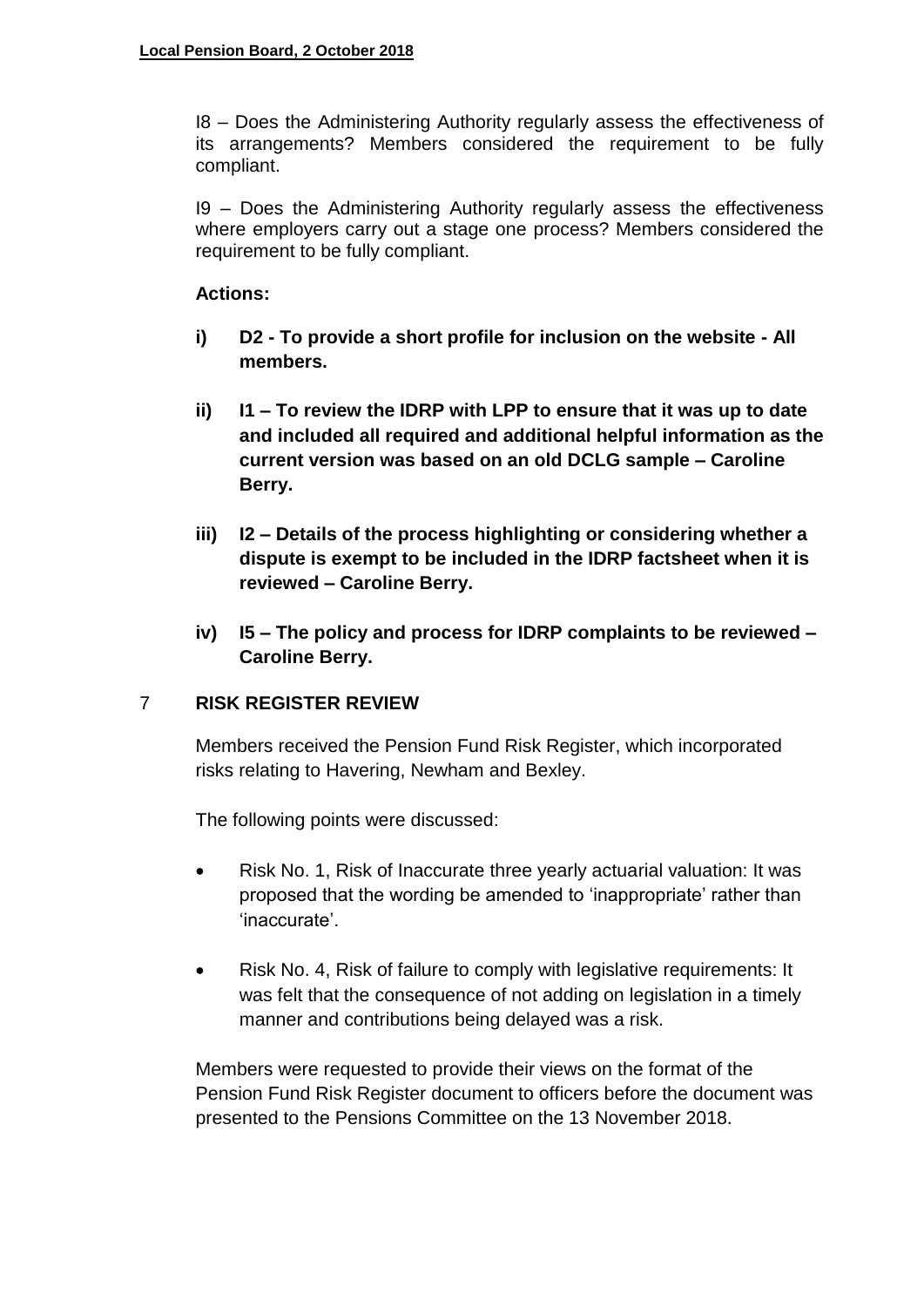I8 – Does the Administering Authority regularly assess the effectiveness of its arrangements? Members considered the requirement to be fully compliant.

I9 – Does the Administering Authority regularly assess the effectiveness where employers carry out a stage one process? Members considered the requirement to be fully compliant.

**Actions:**

**i) D2 - To provide a short profile for inclusion on the website - All members.**

**ii) I1 – To review the IDRP with LPP to ensure that it was up to date and included all required and additional helpful information as the current version was based on an old DCLG sample – Caroline Berry.**

**iii) I2 – Details of the process highlighting or considering whether a dispute is exempt to be included in the IDRP factsheet when it is reviewed – Caroline Berry.**

**iv) I5 – The policy and process for IDRP complaints to be reviewed – Caroline Berry.**

## 7 RISK REGISTER REVIEW

Members received the Pension Fund Risk Register, which incorporated risks relating to Havering, Newham and Bexley.

The following points were discussed:

- Risk No. 1, Risk of Inaccurate three yearly actuarial valuation: It was proposed that the wording be amended to 'inappropriate' rather than 'inaccurate'.
- Risk No. 4, Risk of failure to comply with legislative requirements: It was felt that the consequence of not adding on legislation in a timely manner and contributions being delayed was a risk.

Members were requested to provide their views on the format of the Pension Fund Risk Register document to officers before the document was presented to the Pensions Committee on the 13 November 2018.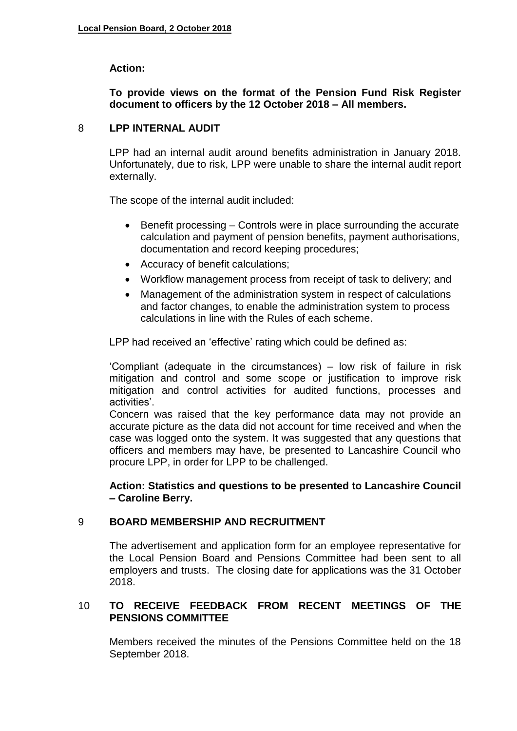**Action:**

**To provide views on the format of the Pension Fund Risk Register document to officers by the 12 October 2018 – All members.**

## 8 LPP INTERNAL AUDIT

LPP had an internal audit around benefits administration in January 2018. Unfortunately, due to risk, LPP were unable to share the internal audit report externally.

The scope of the internal audit included:

- Benefit processing – Controls were in place surrounding the accurate calculation and payment of pension benefits, payment authorisations, documentation and record keeping procedures;
- Accuracy of benefit calculations;
- Workflow management process from receipt of task to delivery; and
- Management of the administration system in respect of calculations and factor changes, to enable the administration system to process calculations in line with the Rules of each scheme.

LPP had received an 'effective' rating which could be defined as:

'Compliant (adequate in the circumstances) – low risk of failure in risk mitigation and control and some scope or justification to improve risk mitigation and control activities for audited functions, processes and activities'.

Concern was raised that the key performance data may not provide an accurate picture as the data did not account for time received and when the case was logged onto the system. It was suggested that any questions that officers and members may have, be presented to Lancashire Council who procure LPP, in order for LPP to be challenged.

**Action: Statistics and questions to be presented to Lancashire Council – Caroline Berry.**

## 9 BOARD MEMBERSHIP AND RECRUITMENT

The advertisement and application form for an employee representative for the Local Pension Board and Pensions Committee had been sent to all employers and trusts. The closing date for applications was the 31 October 2018.

## 10 TO RECEIVE FEEDBACK FROM RECENT MEETINGS OF THE PENSIONS COMMITTEE

Members received the minutes of the Pensions Committee held on the 18 September 2018.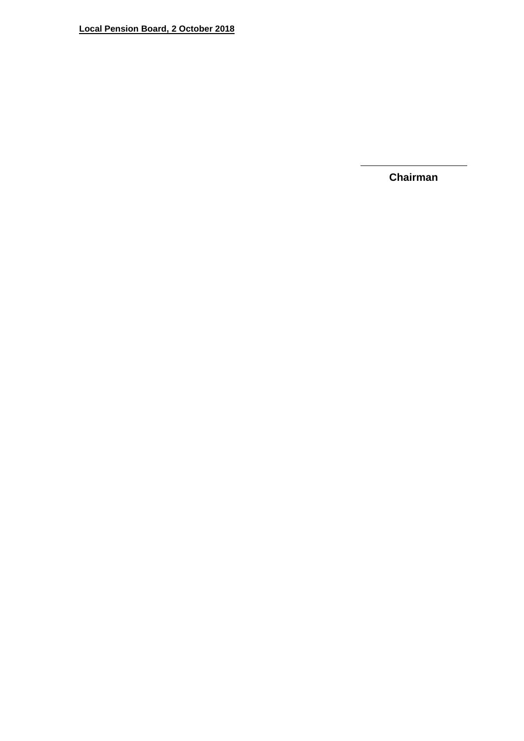\_\_\_\_\_\_\_\_\_\_\_\_\_\_\_\_\_\_\_\_

**Chairman**